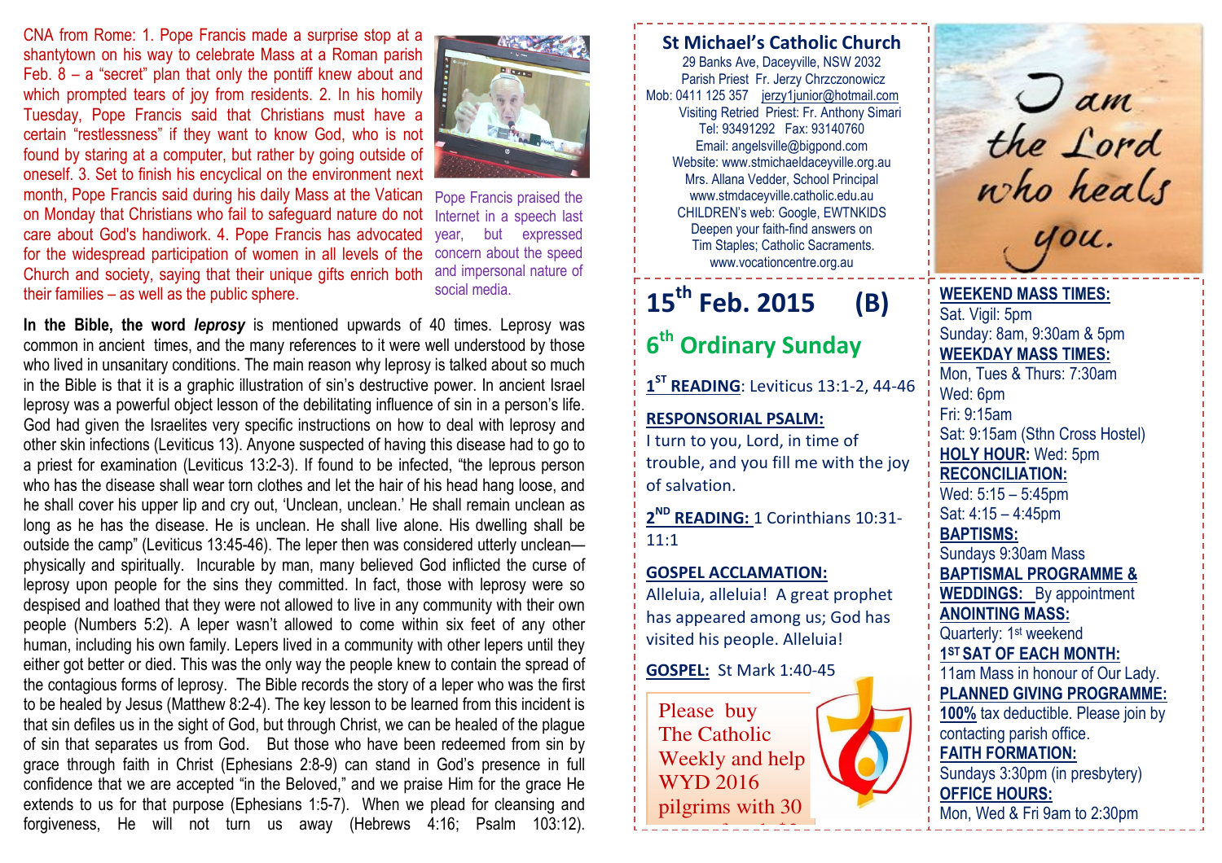CNA from Rome: 1. Pope Francis made a surprise stop at a shantytown on his way to celebrate Mass at a Roman parish Feb. 8 – a "secret" plan that only the pontiff knew about and which prompted tears of joy from residents. 2. In his homily Tuesday, Pope Francis said that Christians must have a certain "restlessness" if they want to know God, who is not found by staring at a computer, but rather by going outside of oneself. 3. Set to finish his encyclical on the environment next month, Pope Francis said during his daily Mass at the Vatican on Monday that Christians who fail to safeguard nature do not care about God's handiwork. 4. Pope Francis has advocated for the widespread participation of women in all levels of the Church and society, saying that their unique gifts enrich both their families – as well as the public sphere.

Pope Francis praised the Internet in a speech last year, but expressed concern about the speed and impersonal nature of social media.

**In the Bible, the word *leprosy*** is mentioned upwards of 40 times. Leprosy was common in ancient times, and the many references to it were well understood by those who lived in unsanitary conditions. The main reason why leprosy is talked about so much in the Bible is that it is a graphic illustration of sin's destructive power. In ancient Israel leprosy was a powerful object lesson of the debilitating influence of sin in a person's life. God had given the Israelites very specific instructions on how to deal with leprosy and other skin infections (Leviticus 13). Anyone suspected of having this disease had to go to a priest for examination (Leviticus 13:2-3). If found to be infected, "the leprous person who has the disease shall wear torn clothes and let the hair of his head hang loose, and he shall cover his upper lip and cry out, 'Unclean, unclean.' He shall remain unclean as long as he has the disease. He is unclean. He shall live alone. His dwelling shall be outside the camp" (Leviticus 13:45-46). The leper then was considered utterly unclean—physically and spiritually. Incurable by man, many believed God inflicted the curse of leprosy upon people for the sins they committed. In fact, those with leprosy were so despised and loathed that they were not allowed to live in any community with their own people (Numbers 5:2). A leper wasn't allowed to come within six feet of any other human, including his own family. Lepers lived in a community with other lepers until they either got better or died. This was the only way the people knew to contain the spread of the contagious forms of leprosy. The Bible records the story of a leper who was the first to be healed by Jesus (Matthew 8:2-4). The key lesson to be learned from this incident is that sin defiles us in the sight of God, but through Christ, we can be healed of the plague of sin that separates us from God. But those who have been redeemed from sin by grace through faith in Christ (Ephesians 2:8-9) can stand in God's presence in full confidence that we are accepted "in the Beloved," and we praise Him for the grace He extends to us for that purpose (Ephesians 1:5-7). When we plead for cleansing and forgiveness, He will not turn us away (Hebrews 4:16; Psalm 103:12).

## St Michael's Catholic Church

29 Banks Ave, Daceyville, NSW 2032
Parish Priest Fr. Jerzy Chrzczonowicz
Mob: 0411 125 357 jerzy1junior@hotmail.com
Visiting Retried Priest: Fr. Anthony Simari
Tel: 93491292 Fax: 93140760
Email: angelsville@bigpond.com
Website: www.stmichaeldaceyville.org.au
Mrs. Allana Vedder, School Principal
www.stmdaceyville.catholic.edu.au
CHILDREN's web: Google, EWTNKIDS
Deepen your faith-find answers on
Tim Staples; Catholic Sacraments.
www.vocationcentre.org.au

I am the Lord who heals you.

# 15th Feb. 2015 (B)

## 6th Ordinary Sunday

**1ST READING**: Leviticus 13:1-2, 44-46

**RESPONSORIAL PSALM:**
I turn to you, Lord, in time of trouble, and you fill me with the joy of salvation.

**2ND READING:** 1 Corinthians 10:31-11:1

**GOSPEL ACCLAMATION:**
Alleluia, alleluia! A great prophet has appeared among us; God has visited his people. Alleluia!

**GOSPEL:** St Mark 1:40-45

Please buy The Catholic Weekly and help WYD 2016 pilgrims with 30

**WEEKEND MASS TIMES:**
Sat. Vigil: 5pm
Sunday: 8am, 9:30am & 5pm

**WEEKDAY MASS TIMES:**
Mon, Tues & Thurs: 7:30am
Wed: 6pm
Fri: 9:15am
Sat: 9:15am (Sthn Cross Hostel)

**HOLY HOUR:** Wed: 5pm

**RECONCILIATION:**
Wed: 5:15 – 5:45pm
Sat: 4:15 – 4:45pm

**BAPTISMS:**
Sundays 9:30am Mass

**BAPTISMAL PROGRAMME & WEDDINGS:** By appointment

**ANOINTING MASS:**
Quarterly: 1st weekend

**1ST SAT OF EACH MONTH:**
11am Mass in honour of Our Lady.

**PLANNED GIVING PROGRAMME:**
**100%** tax deductible. Please join by contacting parish office.

**FAITH FORMATION:**
Sundays 3:30pm (in presbytery)

**OFFICE HOURS:**
Mon, Wed & Fri 9am to 2:30pm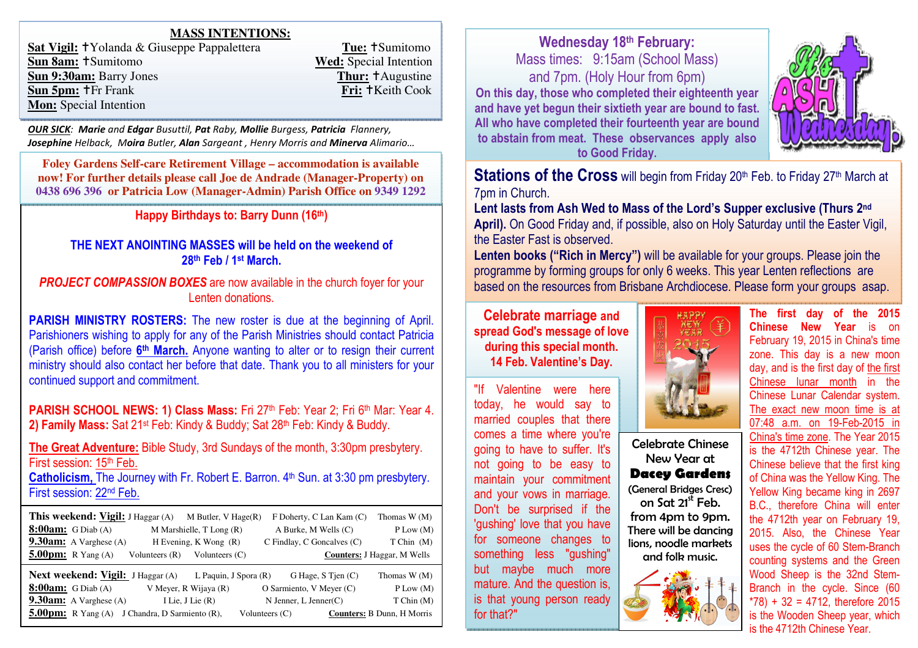## MASS INTENTIONS:

**Sat Vigil:** †Yolanda & Giuseppe Pappalettera
**Sun 8am:** †Sumitomo
**Sun 9:30am:** Barry Jones
**Sun 5pm:** †Fr Frank
**Mon:** Special Intention
**Tue:** †Sumitomo
**Wed:** Special Intention
**Thur:** †Augustine
**Fri:** †Keith Cook

***OUR SICK***: ***Marie*** *and* ***Edgar*** *Busuttil,* ***Pat*** *Raby,* ***Mollie*** *Burgess,* ***Patricia*** *Flannery,* ***Josephine*** *Helback,* ***Moira*** *Butler,* ***Alan*** *Sargeant , Henry Morris and* ***Minerva*** *Alimario…*

**Foley Gardens Self-care Retirement Village – accommodation is available now! For further details please call Joe de Andrade (Manager-Property) on 0438 696 396 or Patricia Low (Manager-Admin) Parish Office on 9349 1292**

**Happy Birthdays to: Barry Dunn (16th)**

**THE NEXT ANOINTING MASSES will be held on the weekend of 28th Feb / 1st March.**

***PROJECT COMPASSION BOXES*** are now available in the church foyer for your Lenten donations.

**PARISH MINISTRY ROSTERS:** The new roster is due at the beginning of April. Parishioners wishing to apply for any of the Parish Ministries should contact Patricia (Parish office) before **6th March.** Anyone wanting to alter or to resign their current ministry should also contact her before that date. Thank you to all ministers for your continued support and commitment.

**PARISH SCHOOL NEWS: 1) Class Mass:** Fri 27th Feb: Year 2; Fri 6th Mar: Year 4. **2) Family Mass:** Sat 21st Feb: Kindy & Buddy; Sat 28th Feb: Kindy & Buddy.

**The Great Adventure:** Bible Study, 3rd Sundays of the month, 3:30pm presbytery. First session: 15th Feb.
**Catholicism,** The Journey with Fr. Robert E. Barron. 4th Sun. at 3:30 pm presbytery. First session: 22nd Feb.

| | | | | |
|---|---|---|---|---|
| **This weekend: Vigil:** J Haggar (A) | M Butler, V Hage(R) | F Doherty, C Lan Kam (C) | Thomas W (M) |
| **8:00am:** G Diab (A) | M Marshielle, T Long (R) | A Burke, M Wells (C) | P Low (M) |
| **9.30am:** A Varghese (A) | H Evening, K Wong (R) | C Findlay, C Goncalves (C) | T Chin (M) |
| **5.00pm:** R Yang (A) | Volunteers (R) | Volunteers (C) | **Counters:** J Haggar, M Wells |

| | | | |
|---|---|---|---|
| **Next weekend: Vigil:** J Haggar (A) | L Paquin, J Spora (R) | G Hage, S Tjen (C) | Thomas W (M) |
| **8:00am:** G Diab (A) | V Meyer, R Wijaya (R) | O Sarmiento, V Meyer (C) | P Low (M) |
| **9.30am:** A Varghese (A) | I Lie, J Lie (R) | N Jenner, L Jenner(C) | T Chin (M) |
| **5.00pm:** R Yang (A) | J Chandra, D Sarmiento (R), | Volunteers (C) | **Counters:** B Dunn, H Morris |

## Wednesday 18th February:

Mass times: 9:15am (School Mass) and 7pm. (Holy Hour from 6pm)

**On this day, those who completed their eighteenth year and have yet begun their sixtieth year are bound to fast. All who have completed their fourteenth year are bound to abstain from meat. These observances apply also to Good Friday.**

**Stations of the Cross** will begin from Friday 20th Feb. to Friday 27th March at 7pm in Church.

**Lent lasts from Ash Wed to Mass of the Lord's Supper exclusive (Thurs 2nd April).** On Good Friday and, if possible, also on Holy Saturday until the Easter Vigil, the Easter Fast is observed.

**Lenten books ("Rich in Mercy")** will be available for your groups. Please join the programme by forming groups for only 6 weeks. This year Lenten reflections are based on the resources from Brisbane Archdiocese. Please form your groups asap.

**Celebrate marriage and spread God's message of love during this special month. 14 Feb. Valentine's Day.**

"If Valentine were here today, he would say to married couples that there comes a time where you're going to have to suffer. It's not going to be easy to maintain your commitment and your vows in marriage. Don't be surprised if the 'gushing' love that you have for someone changes to something less "gushing" but maybe much more mature. And the question is, is that young person ready for that?"

**Celebrate Chinese New Year at Dacey Gardens (General Bridges Cresc) on Sat 21st Feb. from 4pm to 9pm. There will be dancing lions, noodle markets and folk music.**

**The first day of the 2015 Chinese New Year** is on February 19, 2015 in China's time zone. This day is a new moon day, and is the first day of the first Chinese lunar month in the Chinese Lunar Calendar system. The exact new moon time is at 07:48 a.m. on 19-Feb-2015 in China's time zone. The Year 2015 is the 4712th Chinese year. The Chinese believe that the first king of China was the Yellow King. The Yellow King became king in 2697 B.C., therefore China will enter the 4712th year on February 19, 2015. Also, the Chinese Year uses the cycle of 60 Stem-Branch counting systems and the Green Wood Sheep is the 32nd Stem-Branch in the cycle. Since (60 *78) + 32 = 4712, therefore 2015 is the Wooden Sheep year, which is the 4712th Chinese Year.